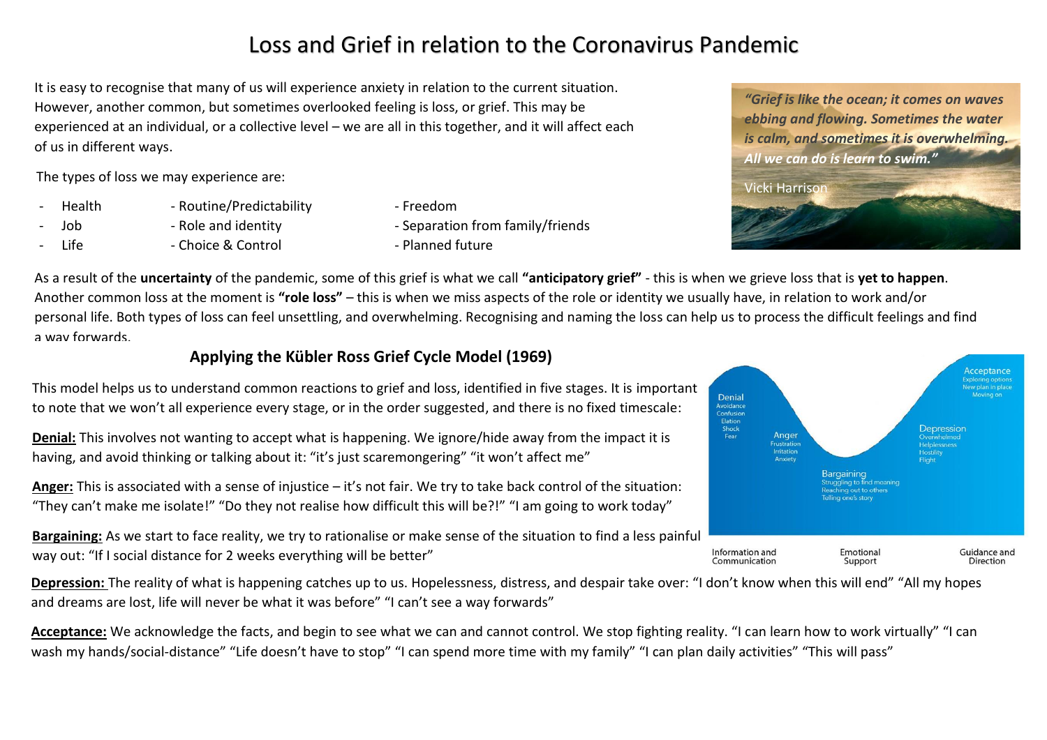# Loss and Grief in relation to the Coronavirus Pandemic

It is easy to recognise that many of us will experience anxiety in relation to the current situation. However, another common, but sometimes overlooked feeling is loss, or grief. This may be experienced at an individual, or a collective level – we are all in this together, and it will affect each of us in different ways.

*"Grief is like the ocean; it comes on waves ebbing and flowing. Sometimes the water is calm, and sometimes it is overwhelming. All we can do is learn to swim."*

Vicki Harrison

The types of loss we may experience are:

- Health
- Job
- Life
- Routine/Predictability
- Role and identity
- Choice & Control
- Freedom
- Separation from family/friends
- Planned future

As a result of the **uncertainty** of the pandemic, some of this grief is what we call **"anticipatory grief"** - this is when we grieve loss that is **yet to happen**. Another common loss at the moment is **"role loss"** – this is when we miss aspects of the role or identity we usually have, in relation to work and/or personal life. Both types of loss can feel unsettling, and overwhelming. Recognising and naming the loss can help us to process the difficult feelings and find a way forwards.

## Applying the Kübler Ross Grief Cycle Model (1969)

This model helps us to understand common reactions to grief and loss, identified in five stages. It is important to note that we won't all experience every stage, or in the order suggested, and there is no fixed timescale:

**Denial:** This involves not wanting to accept what is happening. We ignore/hide away from the impact it is having, and avoid thinking or talking about it: "it's just scaremongering" "it won't affect me"

**Anger:** This is associated with a sense of injustice – it's not fair. We try to take back control of the situation: "They can't make me isolate!" "Do they not realise how difficult this will be?!" "I am going to work today"

**Bargaining:** As we start to face reality, we try to rationalise or make sense of the situation to find a less painful way out: "If I social distance for 2 weeks everything will be better"

Denial: Avoidance, Confusion, Elation, Shock, Fear

Anger: Frustration, Irritation, Anxiety

Bargaining: Struggling to find meaning, Reaching out to others, Telling one's story

Depression: Overwhelmed, Helplessness, Hostility, Flight

Acceptance: Exploring options, New plan in place, Moving on

Information and Communication — Emotional Support — Guidance and Direction

**Depression:** The reality of what is happening catches up to us. Hopelessness, distress, and despair take over: "I don't know when this will end" "All my hopes and dreams are lost, life will never be what it was before" "I can't see a way forwards"

**Acceptance:** We acknowledge the facts, and begin to see what we can and cannot control. We stop fighting reality. "I can learn how to work virtually" "I can wash my hands/social-distance" "Life doesn't have to stop" "I can spend more time with my family" "I can plan daily activities" "This will pass"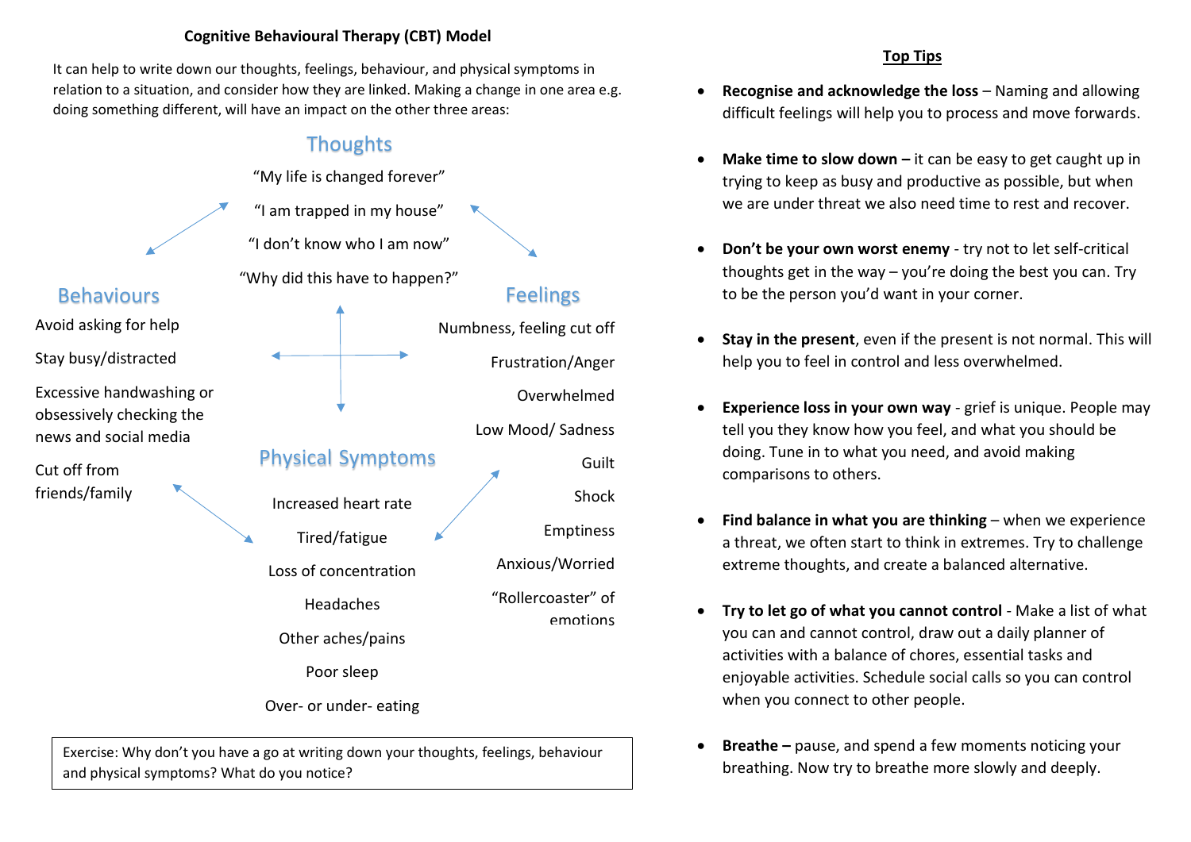## Cognitive Behavioural Therapy (CBT) Model

It can help to write down our thoughts, feelings, behaviour, and physical symptoms in relation to a situation, and consider how they are linked. Making a change in one area e.g. doing something different, will have an impact on the other three areas:

### Thoughts

“My life is changed forever”

“I am trapped in my house”

“I don’t know who I am now”

“Why did this have to happen?”

### Behaviours

Avoid asking for help

Stay busy/distracted

Excessive handwashing or obsessively checking the news and social media

Cut off from friends/family

### Feelings

Numbness, feeling cut off

Frustration/Anger

Overwhelmed

Low Mood/ Sadness

Guilt

Shock

Emptiness

Anxious/Worried

“Rollercoaster” of emotions

### Physical Symptoms

Increased heart rate

Tired/fatigue

Loss of concentration

Headaches

Other aches/pains

Poor sleep

Over- or under- eating

Exercise: Why don’t you have a go at writing down your thoughts, feelings, behaviour and physical symptoms? What do you notice?

## Top Tips

- **Recognise and acknowledge the loss** – Naming and allowing difficult feelings will help you to process and move forwards.
- **Make time to slow down –** it can be easy to get caught up in trying to keep as busy and productive as possible, but when we are under threat we also need time to rest and recover.
- **Don’t be your own worst enemy** - try not to let self-critical thoughts get in the way – you’re doing the best you can. Try to be the person you’d want in your corner.
- **Stay in the present**, even if the present is not normal. This will help you to feel in control and less overwhelmed.
- **Experience loss in your own way** - grief is unique. People may tell you they know how you feel, and what you should be doing. Tune in to what you need, and avoid making comparisons to others.
- **Find balance in what you are thinking** – when we experience a threat, we often start to think in extremes. Try to challenge extreme thoughts, and create a balanced alternative.
- **Try to let go of what you cannot control** - Make a list of what you can and cannot control, draw out a daily planner of activities with a balance of chores, essential tasks and enjoyable activities. Schedule social calls so you can control when you connect to other people.
- **Breathe –** pause, and spend a few moments noticing your breathing. Now try to breathe more slowly and deeply.